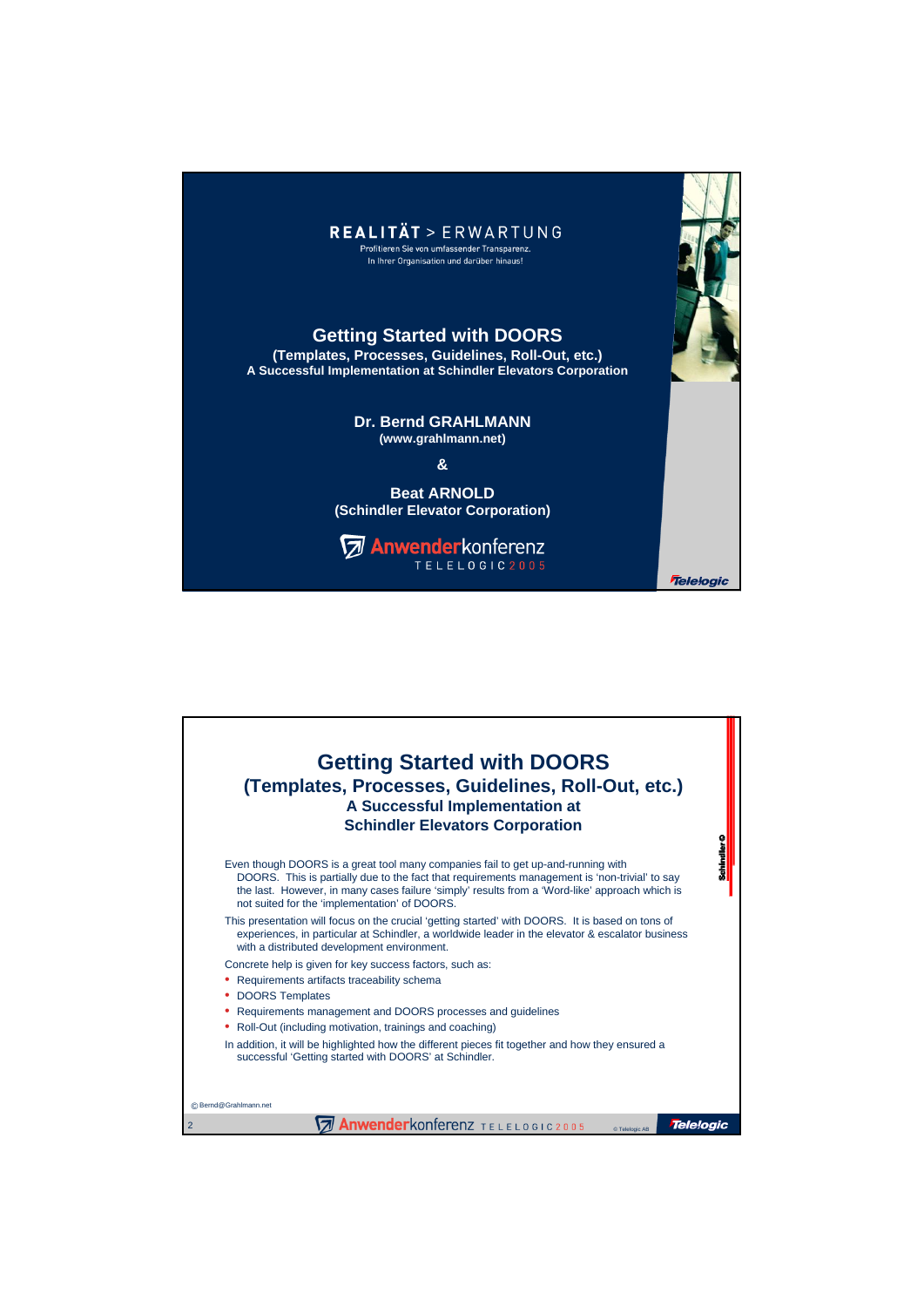**REALITÄT > ERWARTUNG**

Profitieren Sie von umfassender Transparenz.
In Ihrer Organisation und darüber hinaus!

# Getting Started with DOORS

**(Templates, Processes, Guidelines, Roll-Out, etc.)**
**A Successful Implementation at Schindler Elevators Corporation**

**Dr. Bernd GRAHLMANN**
**(www.grahlmann.net)**

**&**

**Beat ARNOLD**
**(Schindler Elevator Corporation)**

Anwenderkonferenz TELELOGIC 2005

Telelogic

---

# Getting Started with DOORS

## (Templates, Processes, Guidelines, Roll-Out, etc.)

### A Successful Implementation at Schindler Elevators Corporation

Even though DOORS is a great tool many companies fail to get up-and-running with DOORS. This is partially due to the fact that requirements management is 'non-trivial' to say the last. However, in many cases failure 'simply' results from a 'Word-like' approach which is not suited for the 'implementation' of DOORS.

This presentation will focus on the crucial 'getting started' with DOORS. It is based on tons of experiences, in particular at Schindler, a worldwide leader in the elevator & escalator business with a distributed development environment.

Concrete help is given for key success factors, such as:

- Requirements artifacts traceability schema
- DOORS Templates
- Requirements management and DOORS processes and guidelines
- Roll-Out (including motivation, trainings and coaching)

In addition, it will be highlighted how the different pieces fit together and how they ensured a successful 'Getting started with DOORS' at Schindler.

© Bernd@Grahlmann.net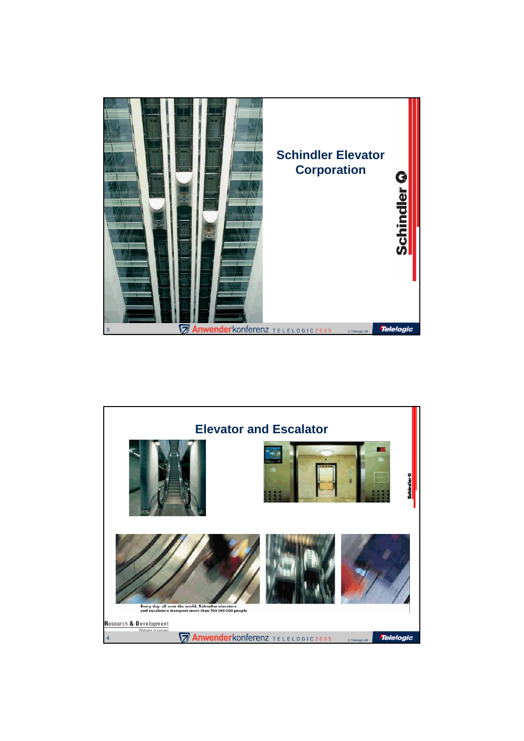# Schindler Elevator Corporation

Schindler

# Elevator and Escalator

Schindler

Every day, all over the world, Schindler elevators and escalators transport more than 700 000 000 people

Research & Development

Partners in success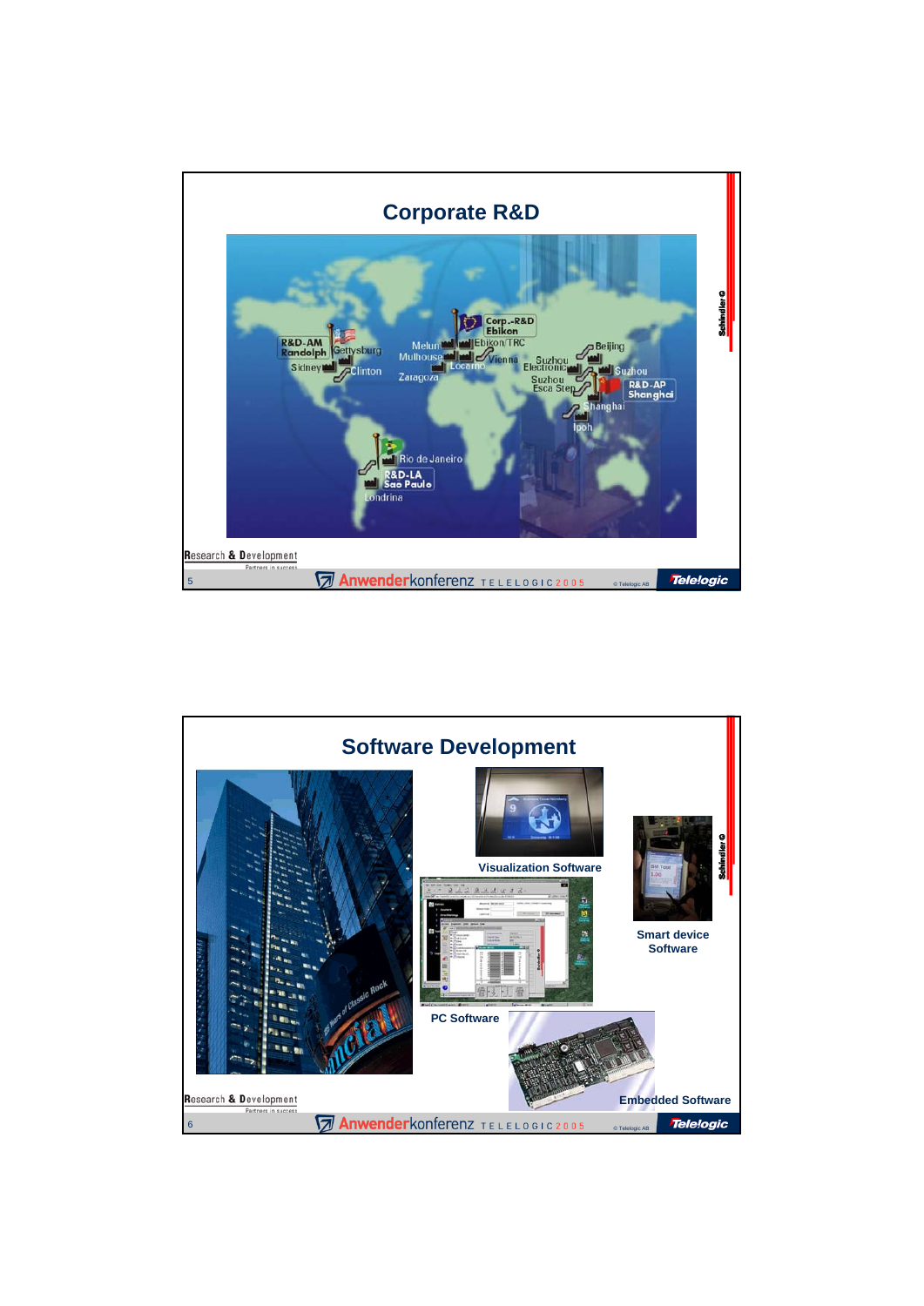# Corporate R&D

R&D-AM Randolph
Gettysburg
Sidney
Clinton
Melun
Mulhouse
Zaragoza
Corp.-R&D Ebikon
Ebikon TRC
Locarno
Vienna
Suzhou Electronic
Suzhou Esca Step
Beijing
Suzhou
R&D-AP Shanghai
Shanghai
Ipoh
Rio de Janeiro
R&D-LA Sao Paulo
Londrina

# Software Development

Visualization Software

Smart device Software

PC Software

Embedded Software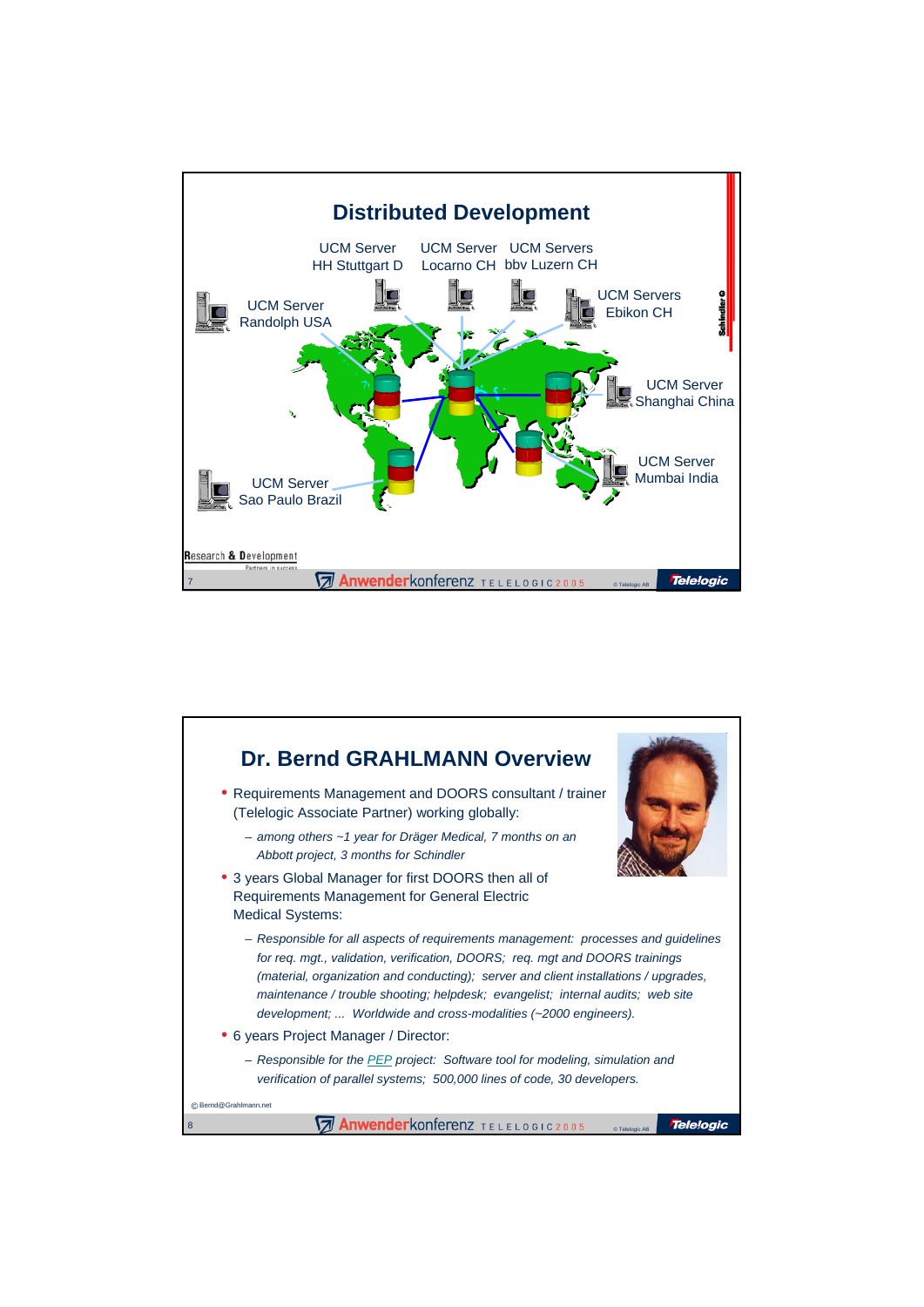## Distributed Development

UCM Server HH Stuttgart D

UCM Server Locarno CH

UCM Servers bbv Luzern CH

UCM Servers Ebikon CH

UCM Server Randolph USA

UCM Server Shanghai China

UCM Server Mumbai India

UCM Server Sao Paulo Brazil

## Dr. Bernd GRAHLMANN Overview

- Requirements Management and DOORS consultant / trainer (Telelogic Associate Partner) working globally:
  - *among others ~1 year for Dräger Medical, 7 months on an Abbott project, 3 months for Schindler*
- 3 years Global Manager for first DOORS then all of Requirements Management for General Electric Medical Systems:
  - *Responsible for all aspects of requirements management: processes and guidelines for req. mgt., validation, verification, DOORS; req. mgt and DOORS trainings (material, organization and conducting); server and client installations / upgrades, maintenance / trouble shooting; helpdesk; evangelist; internal audits; web site development; ... Worldwide and cross-modalities (~2000 engineers).*
- 6 years Project Manager / Director:
  - *Responsible for the PEP project: Software tool for modeling, simulation and verification of parallel systems; 500,000 lines of code, 30 developers.*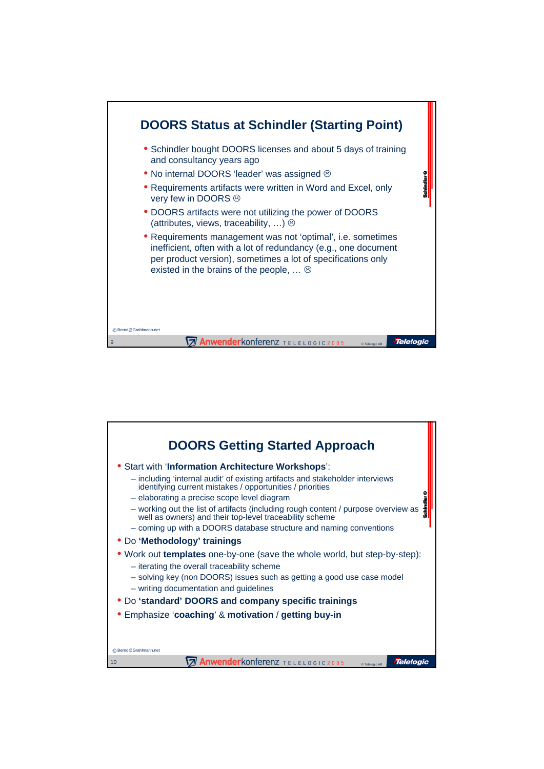## DOORS Status at Schindler (Starting Point)

- Schindler bought DOORS licenses and about 5 days of training and consultancy years ago
- No internal DOORS 'leader' was assigned ☹
- Requirements artifacts were written in Word and Excel, only very few in DOORS ☹
- DOORS artifacts were not utilizing the power of DOORS (attributes, views, traceability, …) ☹
- Requirements management was not 'optimal', i.e. sometimes inefficient, often with a lot of redundancy (e.g., one document per product version), sometimes a lot of specifications only existed in the brains of the people, … ☹

© Bernd@Grahlmann.net

## DOORS Getting Started Approach

- Start with '**Information Architecture Workshops**':
  - including 'internal audit' of existing artifacts and stakeholder interviews identifying current mistakes / opportunities / priorities
  - elaborating a precise scope level diagram
  - working out the list of artifacts (including rough content / purpose overview as well as owners) and their top-level traceability scheme
  - coming up with a DOORS database structure and naming conventions
- Do **'Methodology' trainings**
- Work out **templates** one-by-one (save the whole world, but step-by-step):
  - iterating the overall traceability scheme
  - solving key (non DOORS) issues such as getting a good use case model
  - writing documentation and guidelines
- Do **'standard' DOORS and company specific trainings**
- Emphasize '**coaching**' & **motivation** / **getting buy-in**

© Bernd@Grahlmann.net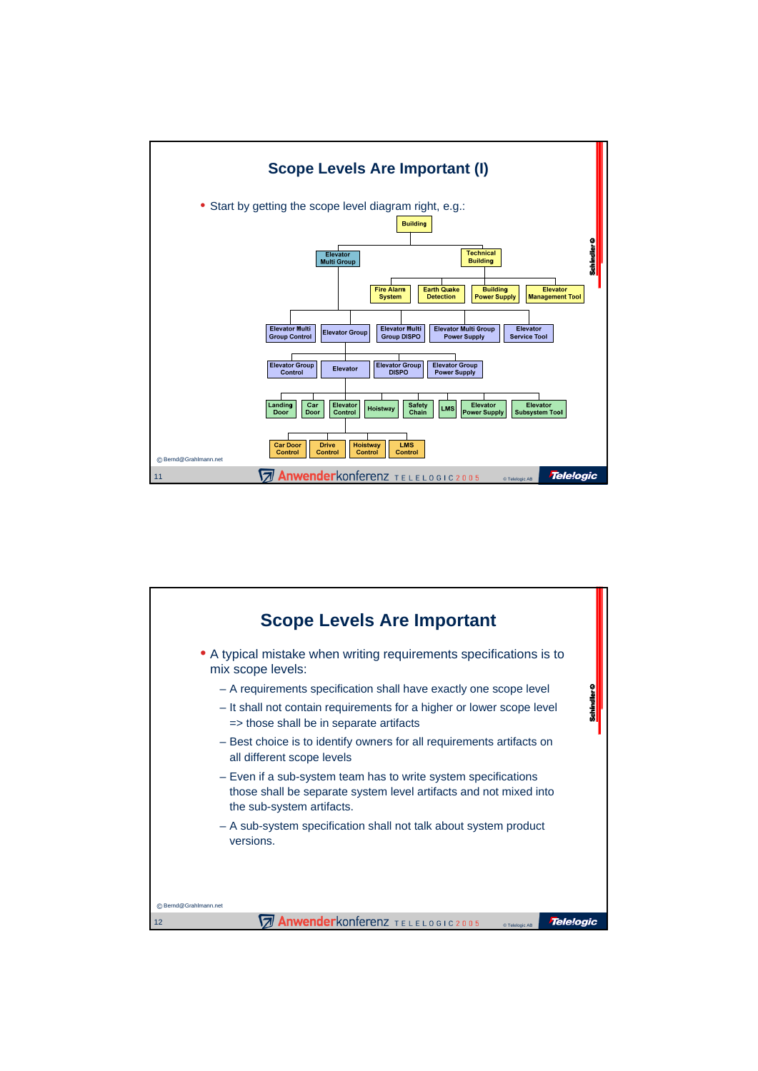# Scope Levels Are Important (I)

- Start by getting the scope level diagram right, e.g.:

Building
- Elevator Multi Group
  - Elevator Multi Group Control
  - Elevator Group
    - Elevator Group Control
    - Elevator
      - Landing Door
      - Car Door
      - Elevator Control
        - Car Door Control
        - Drive Control
        - Hoistway Control
        - LMS Control
      - Hoistway
      - Safety Chain
      - LMS
      - Elevator Power Supply
      - Elevator Subsystem Tool
    - Elevator Group DISPO
    - Elevator Group Power Supply
  - Elevator Multi Group DISPO
  - Elevator Multi Group Power Supply
  - Elevator Service Tool
- Technical Building
  - Fire Alarm System
  - Earth Quake Detection
  - Building Power Supply
  - Elevator Management Tool

© Bernd@Grahlmann.net

# Scope Levels Are Important

- A typical mistake when writing requirements specifications is to mix scope levels:
  - A requirements specification shall have exactly one scope level
  - It shall not contain requirements for a higher or lower scope level => those shall be in separate artifacts
  - Best choice is to identify owners for all requirements artifacts on all different scope levels
  - Even if a sub-system team has to write system specifications those shall be separate system level artifacts and not mixed into the sub-system artifacts.
  - A sub-system specification shall not talk about system product versions.

© Bernd@Grahlmann.net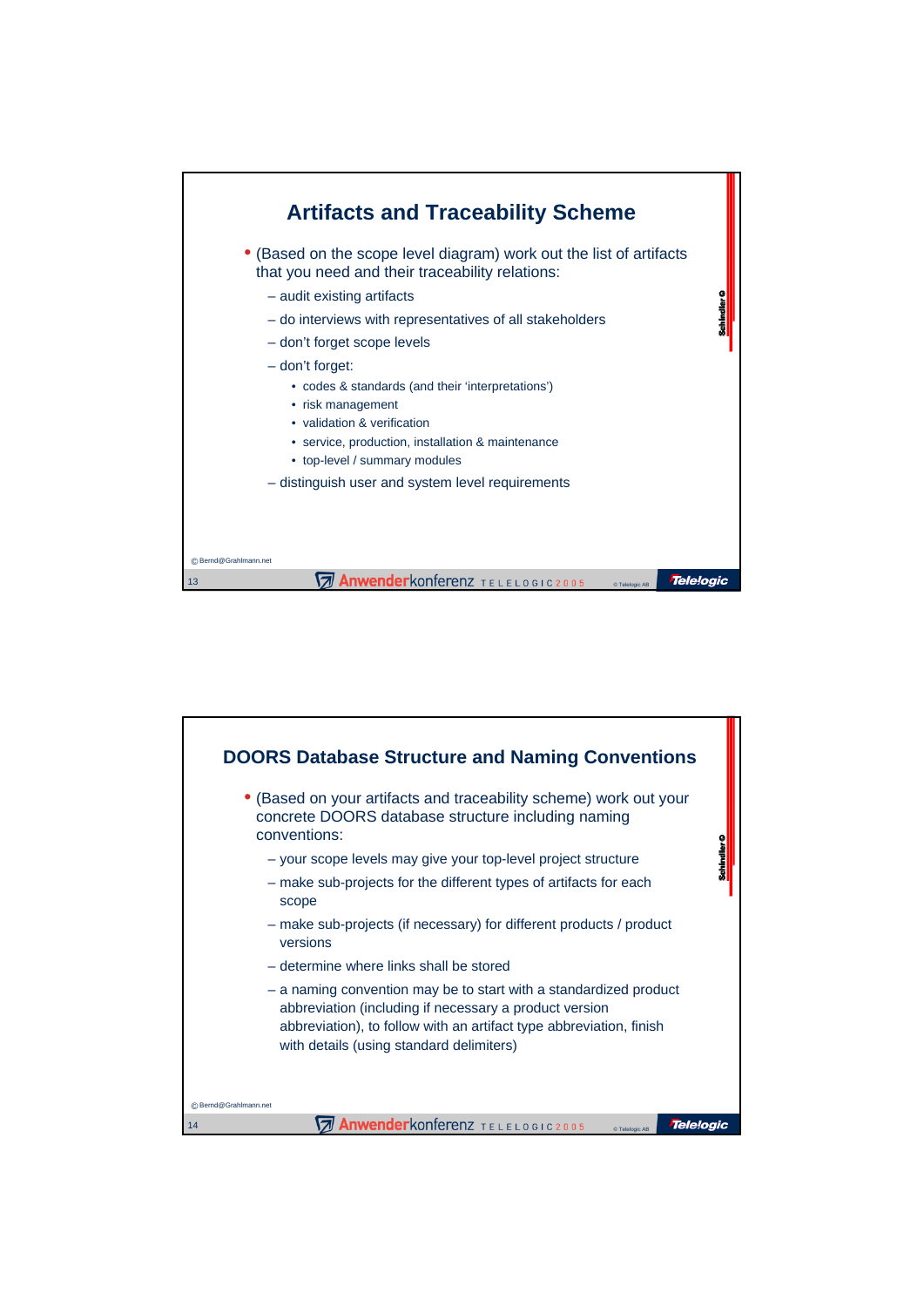## Artifacts and Traceability Scheme

- (Based on the scope level diagram) work out the list of artifacts that you need and their traceability relations:
  - audit existing artifacts
  - do interviews with representatives of all stakeholders
  - don't forget scope levels
  - don't forget:
    - codes & standards (and their 'interpretations')
    - risk management
    - validation & verification
    - service, production, installation & maintenance
    - top-level / summary modules
  - distinguish user and system level requirements

© Bernd@Grahlmann.net

## DOORS Database Structure and Naming Conventions

- (Based on your artifacts and traceability scheme) work out your concrete DOORS database structure including naming conventions:
  - your scope levels may give your top-level project structure
  - make sub-projects for the different types of artifacts for each scope
  - make sub-projects (if necessary) for different products / product versions
  - determine where links shall be stored
  - a naming convention may be to start with a standardized product abbreviation (including if necessary a product version abbreviation), to follow with an artifact type abbreviation, finish with details (using standard delimiters)

© Bernd@Grahlmann.net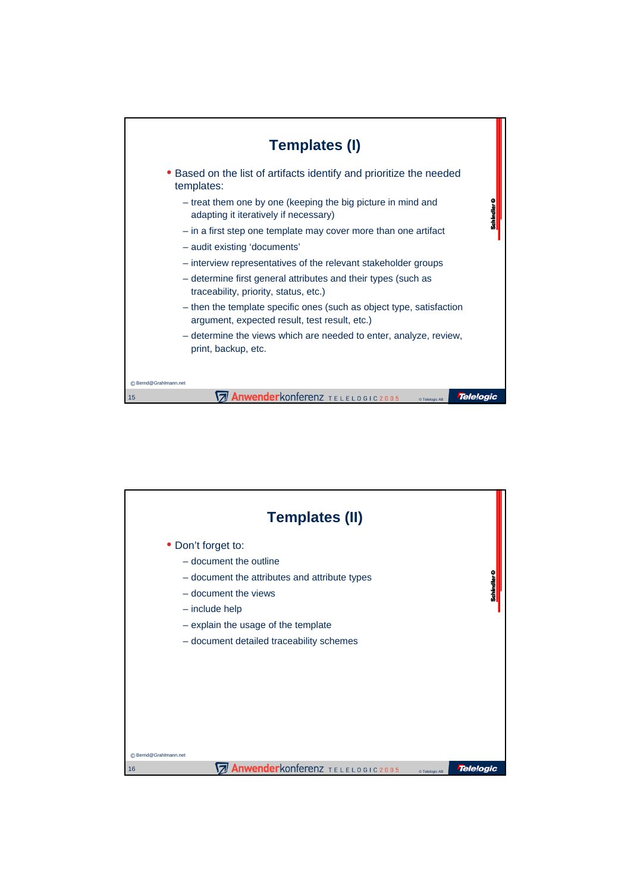# Templates (I)

- Based on the list of artifacts identify and prioritize the needed templates:
  - treat them one by one (keeping the big picture in mind and adapting it iteratively if necessary)
  - in a first step one template may cover more than one artifact
  - audit existing 'documents'
  - interview representatives of the relevant stakeholder groups
  - determine first general attributes and their types (such as traceability, priority, status, etc.)
  - then the template specific ones (such as object type, satisfaction argument, expected result, test result, etc.)
  - determine the views which are needed to enter, analyze, review, print, backup, etc.

© Bernd@Grahlmann.net

# Templates (II)

- Don't forget to:
  - document the outline
  - document the attributes and attribute types
  - document the views
  - include help
  - explain the usage of the template
  - document detailed traceability schemes

© Bernd@Grahlmann.net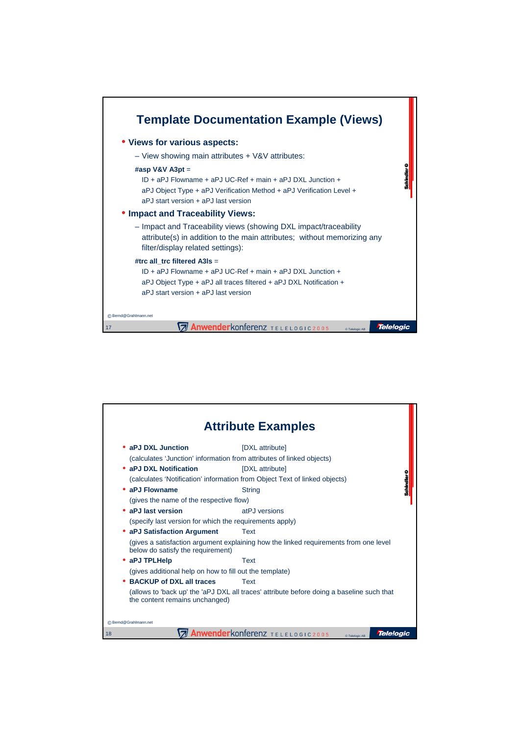# Template Documentation Example (Views)

- **Views for various aspects:**
  - View showing main attributes + V&V attributes:

  **#asp V&V A3pt** =

  ID + aPJ Flowname + aPJ UC-Ref + main + aPJ DXL Junction +
  aPJ Object Type + aPJ Verification Method + aPJ Verification Level +
  aPJ start version + aPJ last version

- **Impact and Traceability Views:**
  - Impact and Traceability views (showing DXL impact/traceability attribute(s) in addition to the main attributes; without memorizing any filter/display related settings):

  **#trc all_trc filtered A3ls** =

  ID + aPJ Flowname + aPJ UC-Ref + main + aPJ DXL Junction +
  aPJ Object Type + aPJ all traces filtered + aPJ DXL Notification +
  aPJ start version + aPJ last version

© Bernd@Grahlmann.net

# Attribute Examples

- **aPJ DXL Junction** [DXL attribute]
  (calculates 'Junction' information from attributes of linked objects)
- **aPJ DXL Notification** [DXL attribute]
  (calculates 'Notification' information from Object Text of linked objects)
- **aPJ Flowname** String
  (gives the name of the respective flow)
- **aPJ last version** atPJ versions
  (specify last version for which the requirements apply)
- **aPJ Satisfaction Argument** Text
  (gives a satisfaction argument explaining how the linked requirements from one level below do satisfy the requirement)
- **aPJ TPLHelp** Text
  (gives additional help on how to fill out the template)
- **BACKUP of DXL all traces** Text
  (allows to 'back up' the 'aPJ DXL all traces' attribute before doing a baseline such that the content remains unchanged)

© Bernd@Grahlmann.net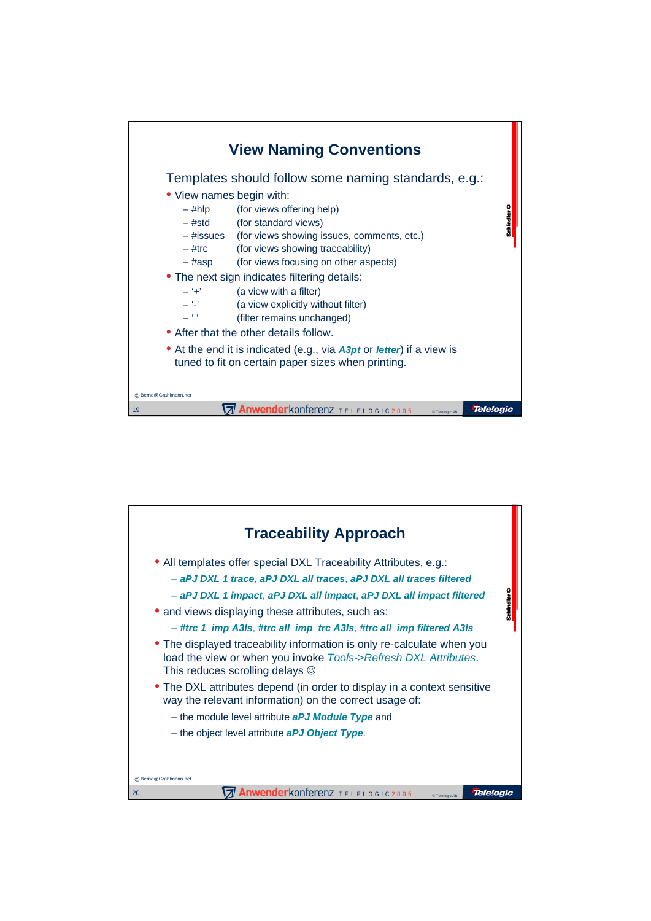## View Naming Conventions

Templates should follow some naming standards, e.g.:

- View names begin with:
  - #hlp (for views offering help)
  - #std (for standard views)
  - #issues (for views showing issues, comments, etc.)
  - #trc (for views showing traceability)
  - #asp (for views focusing on other aspects)
- The next sign indicates filtering details:
  - '+' (a view with a filter)
  - '-' (a view explicitly without filter)
  - ' ' (filter remains unchanged)
- After that the other details follow.
- At the end it is indicated (e.g., via ***A3pt*** or ***letter***) if a view is tuned to fit on certain paper sizes when printing.

© Bernd@Grahlmann.net

## Traceability Approach

- All templates offer special DXL Traceability Attributes, e.g.:
  - ***aPJ DXL 1 trace***, ***aPJ DXL all traces***, ***aPJ DXL all traces filtered***
  - ***aPJ DXL 1 impact***, ***aPJ DXL all impact***, ***aPJ DXL all impact filtered***
- and views displaying these attributes, such as:
  - ***#trc 1_imp A3ls***, ***#trc all_imp_trc A3ls***, ***#trc all_imp filtered A3ls***
- The displayed traceability information is only re-calculate when you load the view or when you invoke *Tools->Refresh DXL Attributes*. This reduces scrolling delays ☺
- The DXL attributes depend (in order to display in a context sensitive way the relevant information) on the correct usage of:
  - the module level attribute ***aPJ Module Type*** and
  - the object level attribute ***aPJ Object Type***.

© Bernd@Grahlmann.net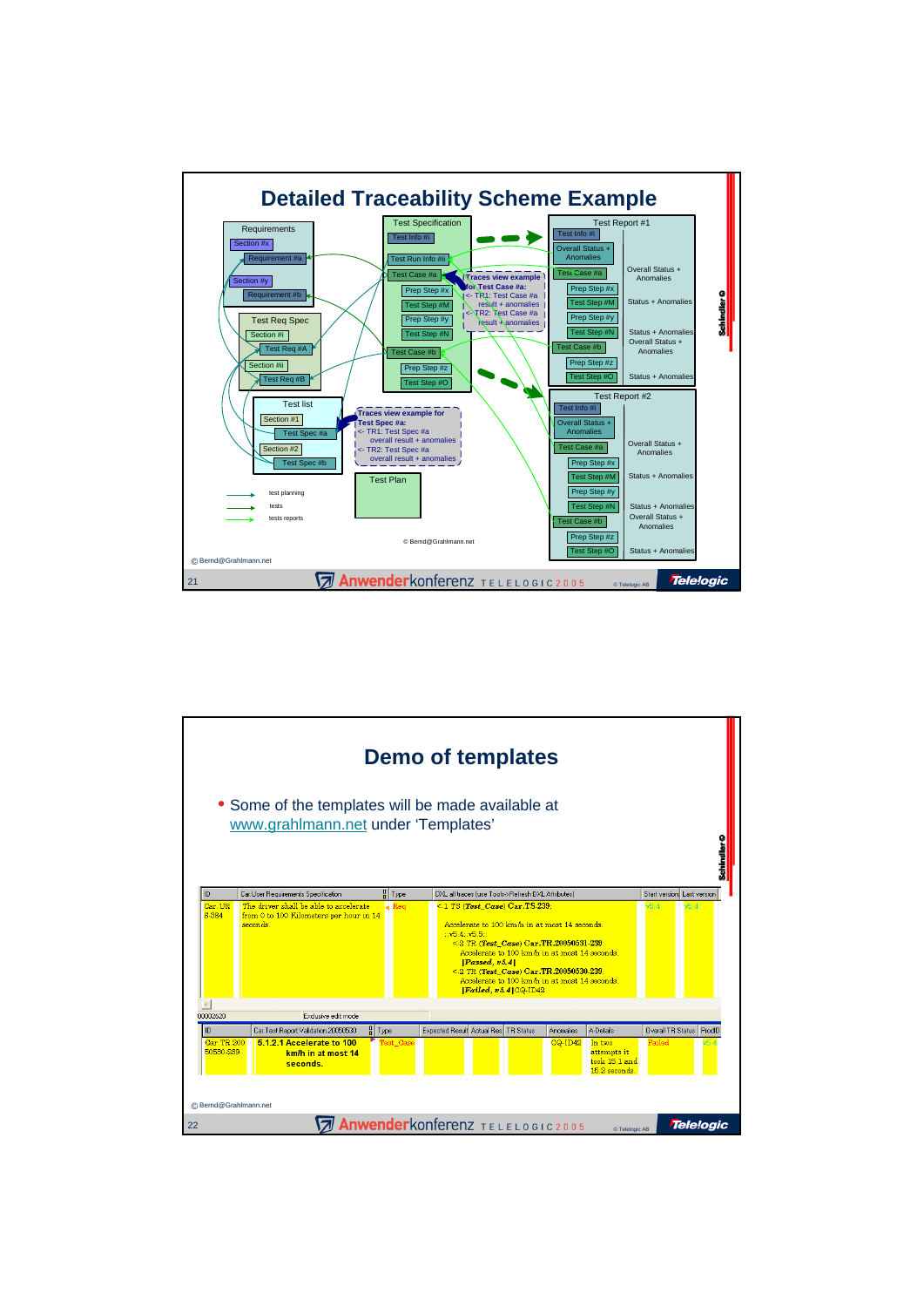# Detailed Traceability Scheme Example

Requirements
- Section #x
  - Requirement #a
- Section #y
  - Requirement #b

Test Req Spec
- Section #i
  - Test Req #A
- Section #ii
  - Test Req #B

Test list
- Section #1
  - Test Spec #a
- Section #2
  - Test Spec #b

Test Specification
- Test Info #i
- Test Run Info #ii
- Test Case #a
  - Prep Step #x
  - Test Step #M
  - Prep Step #y
  - Test Step #N
- Test Case #b
  - Prep Step #z
  - Test Step #O

Traces view example for Test Case #a:
<- TR1: Test Case #a result + anomalies
<- TR2: Test Case #a result + anomalies

Traces view example for Test Spec #a:
<- TR1: Test Spec #a overall result + anomalies
<- TR2: Test Spec #a overall result + anomalies

Test Plan

Test Report #1
- Test Info #i
- Overall Status + Anomalies
- Test Case #a — Overall Status + Anomalies
  - Prep Step #x
  - Test Step #M — Status + Anomalies
  - Prep Step #y
  - Test Step #N — Status + Anomalies
- Test Case #b — Overall Status + Anomalies
  - Prep Step #z
  - Test Step #O — Status + Anomalies

Test Report #2
- Test Info #i
- Overall Status + Anomalies
- Test Case #a — Overall Status + Anomalies
  - Prep Step #x
  - Test Step #M — Status + Anomalies
  - Prep Step #y
  - Test Step #N — Status + Anomalies
- Test Case #b — Overall Status + Anomalies
  - Prep Step #z
  - Test Step #O — Status + Anomalies

Legend: test planning; tests; tests reports

© Bernd@Grahlmann.net

# Demo of templates

- Some of the templates will be made available at www.grahlmann.net under 'Templates'

| ID | Car User Requirements Specification | Type | DXL all traces (use Tools>Refresh DXL Attributes) | Start version | Last version |
|---|---|---|---|---|---|
| Car_UR S-384 | The driver shall be able to accelerate from 0 to 100 Kilometers per hour in 14 seconds | Req | <-1 TS (Test_Case) Car.TS.239: Accelerate to 100 km/h in at most 14 seconds. : v5.4; v5.5: <-3 TR (Test_Case) Car.TR.20050531-239: Accelerate to 100 km/h in at most 14 seconds. [Passed, v5.4] <-2 TR (Test_Case) Car.TR.20050530-239: Accelerate to 100 km/h in at most 14 seconds. [Failed, v5.4] CQ-ID42 | v5.4 | v5.4 |

| ID | Car Test Report Validation 20050530 | Type | Expected Result | Actual Res | TR Status | Anomalies | A-Details | Overall TR Status | ProdID |
|---|---|---|---|---|---|---|---|---|---|
| Car.TR.20050530-239 | 5.1.2.1 Accelerate to 100 km/h in at most 14 seconds. | Test_Case | | | | CQ-ID42 | In two attempts it took 15.1 and 15.2 seconds. | Failed | v5.4 |

© Bernd@Grahlmann.net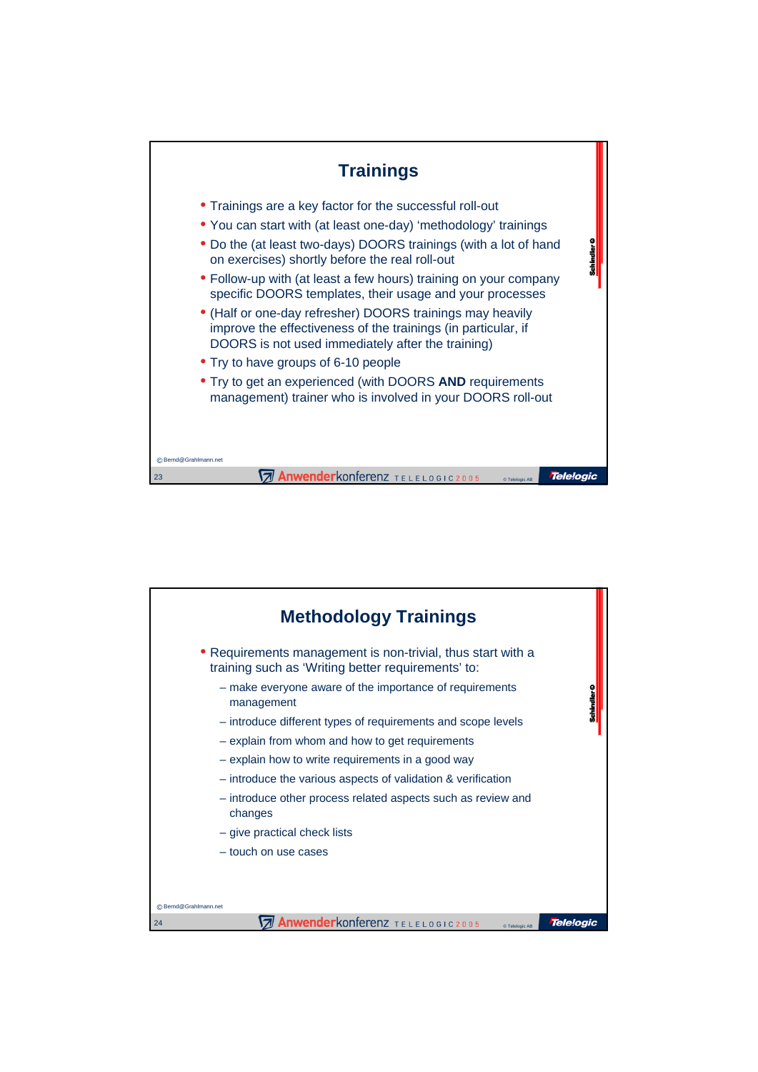## Trainings

- Trainings are a key factor for the successful roll-out
- You can start with (at least one-day) 'methodology' trainings
- Do the (at least two-days) DOORS trainings (with a lot of hand on exercises) shortly before the real roll-out
- Follow-up with (at least a few hours) training on your company specific DOORS templates, their usage and your processes
- (Half or one-day refresher) DOORS trainings may heavily improve the effectiveness of the trainings (in particular, if DOORS is not used immediately after the training)
- Try to have groups of 6-10 people
- Try to get an experienced (with DOORS **AND** requirements management) trainer who is involved in your DOORS roll-out

## Methodology Trainings

- Requirements management is non-trivial, thus start with a training such as 'Writing better requirements' to:
  - make everyone aware of the importance of requirements management
  - introduce different types of requirements and scope levels
  - explain from whom and how to get requirements
  - explain how to write requirements in a good way
  - introduce the various aspects of validation & verification
  - introduce other process related aspects such as review and changes
  - give practical check lists
  - touch on use cases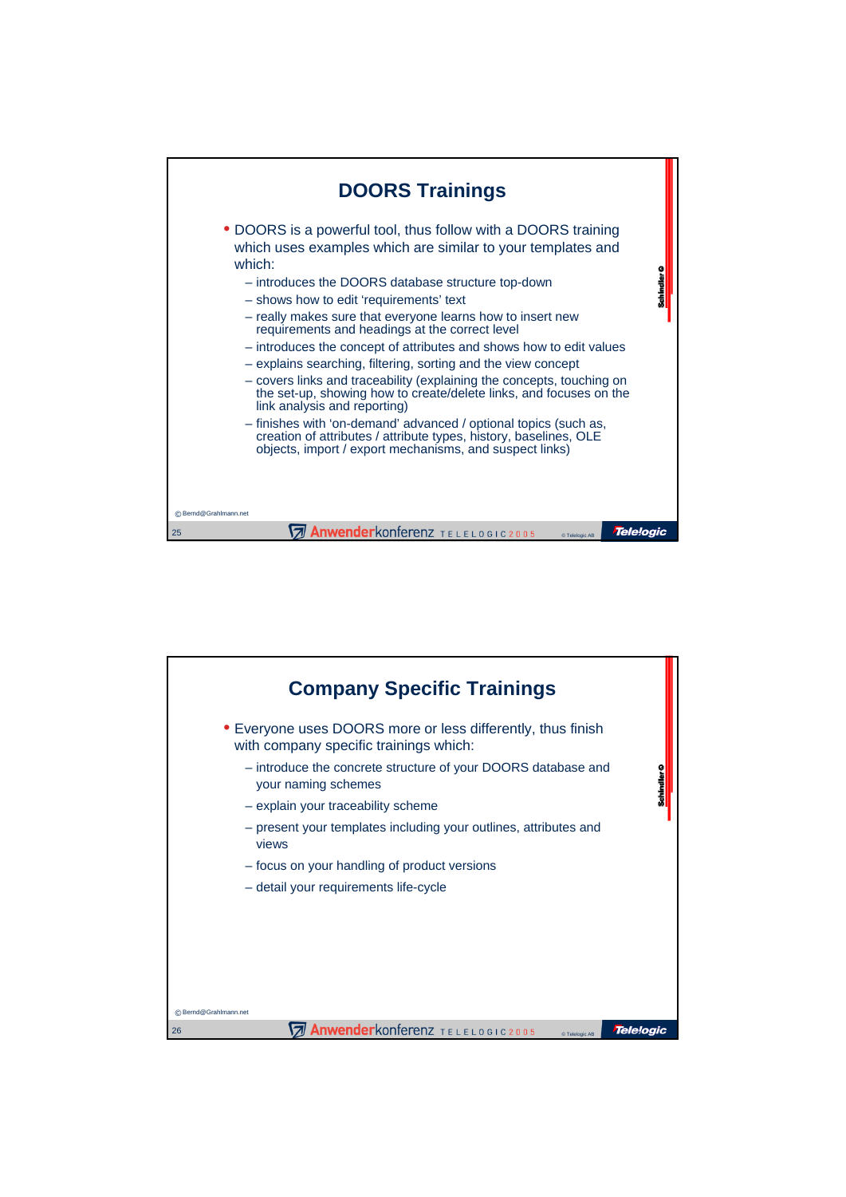# DOORS Trainings

- DOORS is a powerful tool, thus follow with a DOORS training which uses examples which are similar to your templates and which:
  - introduces the DOORS database structure top-down
  - shows how to edit 'requirements' text
  - really makes sure that everyone learns how to insert new requirements and headings at the correct level
  - introduces the concept of attributes and shows how to edit values
  - explains searching, filtering, sorting and the view concept
  - covers links and traceability (explaining the concepts, touching on the set-up, showing how to create/delete links, and focuses on the link analysis and reporting)
  - finishes with 'on-demand' advanced / optional topics (such as, creation of attributes / attribute types, history, baselines, OLE objects, import / export mechanisms, and suspect links)

© Bernd@Grahlmann.net

# Company Specific Trainings

- Everyone uses DOORS more or less differently, thus finish with company specific trainings which:
  - introduce the concrete structure of your DOORS database and your naming schemes
  - explain your traceability scheme
  - present your templates including your outlines, attributes and views
  - focus on your handling of product versions
  - detail your requirements life-cycle

© Bernd@Grahlmann.net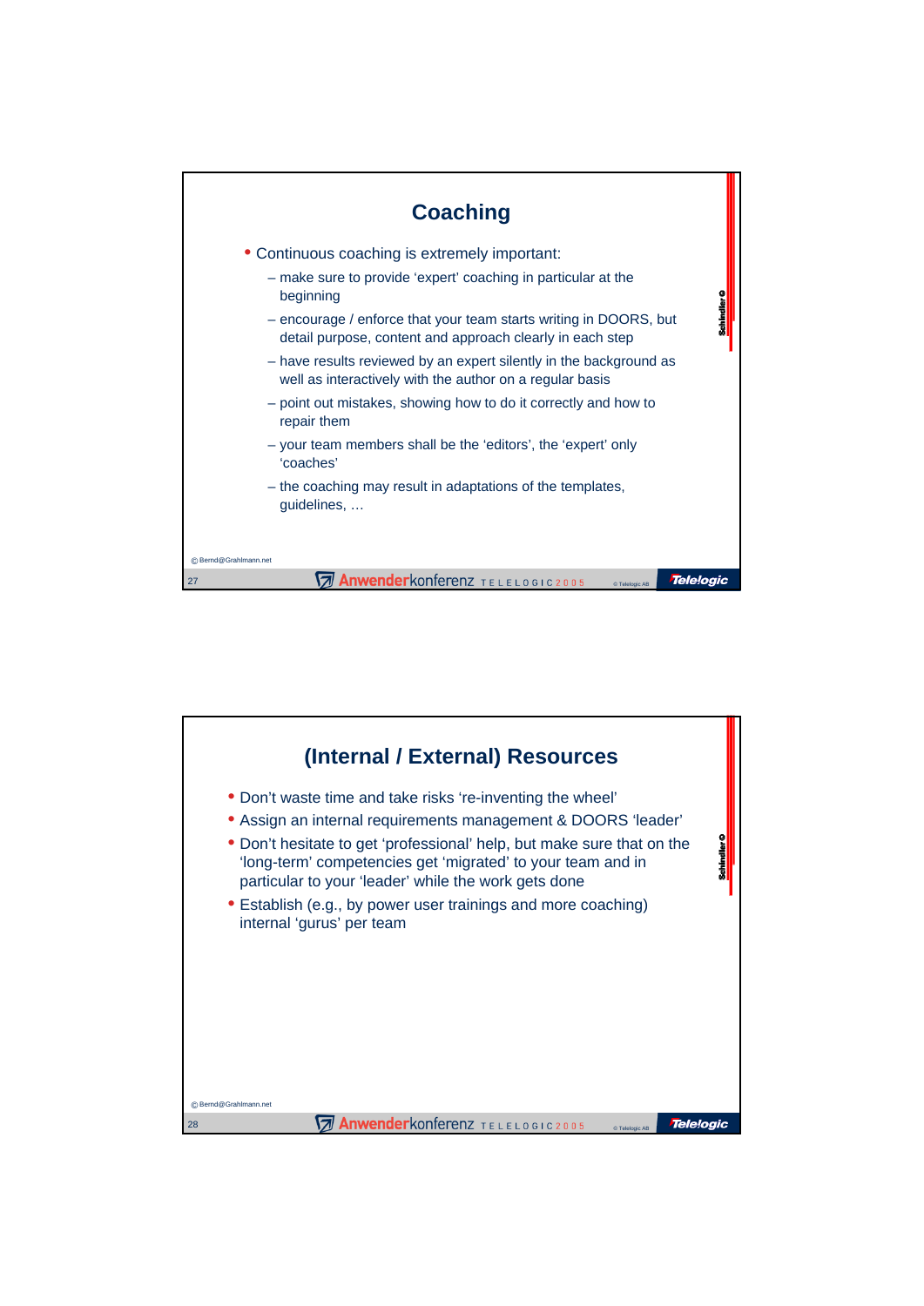## Coaching

- Continuous coaching is extremely important:
  - make sure to provide 'expert' coaching in particular at the beginning
  - encourage / enforce that your team starts writing in DOORS, but detail purpose, content and approach clearly in each step
  - have results reviewed by an expert silently in the background as well as interactively with the author on a regular basis
  - point out mistakes, showing how to do it correctly and how to repair them
  - your team members shall be the 'editors', the 'expert' only 'coaches'
  - the coaching may result in adaptations of the templates, guidelines, …

## (Internal / External) Resources

- Don't waste time and take risks 're-inventing the wheel'
- Assign an internal requirements management & DOORS 'leader'
- Don't hesitate to get 'professional' help, but make sure that on the 'long-term' competencies get 'migrated' to your team and in particular to your 'leader' while the work gets done
- Establish (e.g., by power user trainings and more coaching) internal 'gurus' per team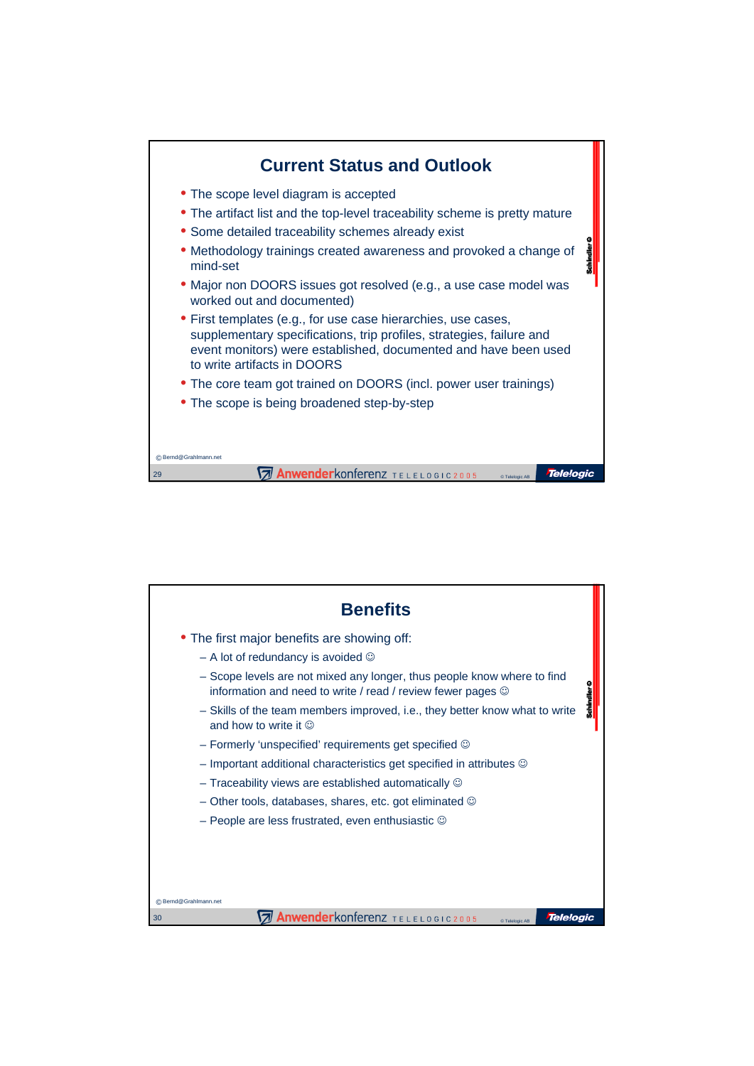## Current Status and Outlook

- The scope level diagram is accepted
- The artifact list and the top-level traceability scheme is pretty mature
- Some detailed traceability schemes already exist
- Methodology trainings created awareness and provoked a change of mind-set
- Major non DOORS issues got resolved (e.g., a use case model was worked out and documented)
- First templates (e.g., for use case hierarchies, use cases, supplementary specifications, trip profiles, strategies, failure and event monitors) were established, documented and have been used to write artifacts in DOORS
- The core team got trained on DOORS (incl. power user trainings)
- The scope is being broadened step-by-step

© Bernd@Grahlmann.net

## Benefits

- The first major benefits are showing off:
  - A lot of redundancy is avoided ☺
  - Scope levels are not mixed any longer, thus people know where to find information and need to write / read / review fewer pages ☺
  - Skills of the team members improved, i.e., they better know what to write and how to write it ☺
  - Formerly 'unspecified' requirements get specified ☺
  - Important additional characteristics get specified in attributes ☺
  - Traceability views are established automatically ☺
  - Other tools, databases, shares, etc. got eliminated ☺
  - People are less frustrated, even enthusiastic ☺

© Bernd@Grahlmann.net